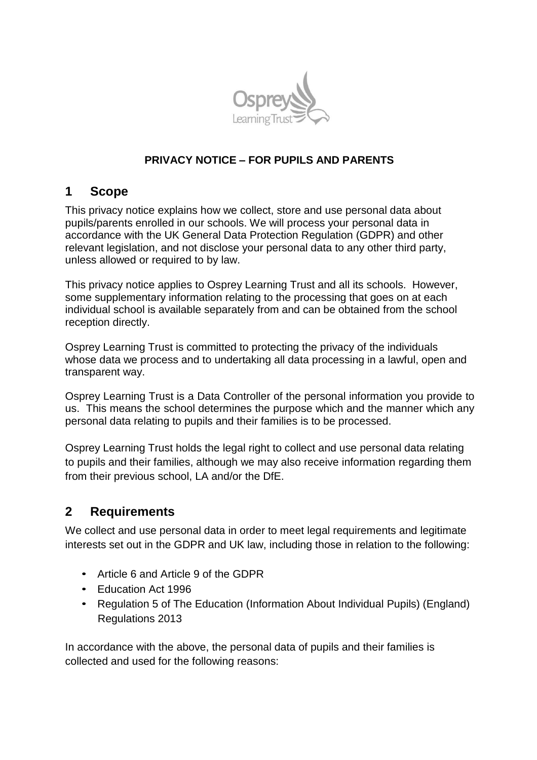**PRIVACY NOTICE – FOR PUPILS AND PARENTS**

## 1 Scope

This privacy notice explains how we collect, store and use personal data about pupils/parents enrolled in our schools. We will process your personal data in accordance with the UK General Data Protection Regulation (GDPR) and other relevant legislation, and not disclose your personal data to any other third party, unless allowed or required to by law.

This privacy notice applies to Osprey Learning Trust and all its schools. However, some supplementary information relating to the processing that goes on at each individual school is available separately from and can be obtained from the school reception directly.

Osprey Learning Trust is committed to protecting the privacy of the individuals whose data we process and to undertaking all data processing in a lawful, open and transparent way.

Osprey Learning Trust is a Data Controller of the personal information you provide to us. This means the school determines the purpose which and the manner which any personal data relating to pupils and their families is to be processed.

Osprey Learning Trust holds the legal right to collect and use personal data relating to pupils and their families, although we may also receive information regarding them from their previous school, LA and/or the DfE.

## 2 Requirements

We collect and use personal data in order to meet legal requirements and legitimate interests set out in the GDPR and UK law, including those in relation to the following:

- Article 6 and Article 9 of the GDPR
- Education Act 1996
- Regulation 5 of The Education (Information About Individual Pupils) (England) Regulations 2013

In accordance with the above, the personal data of pupils and their families is collected and used for the following reasons: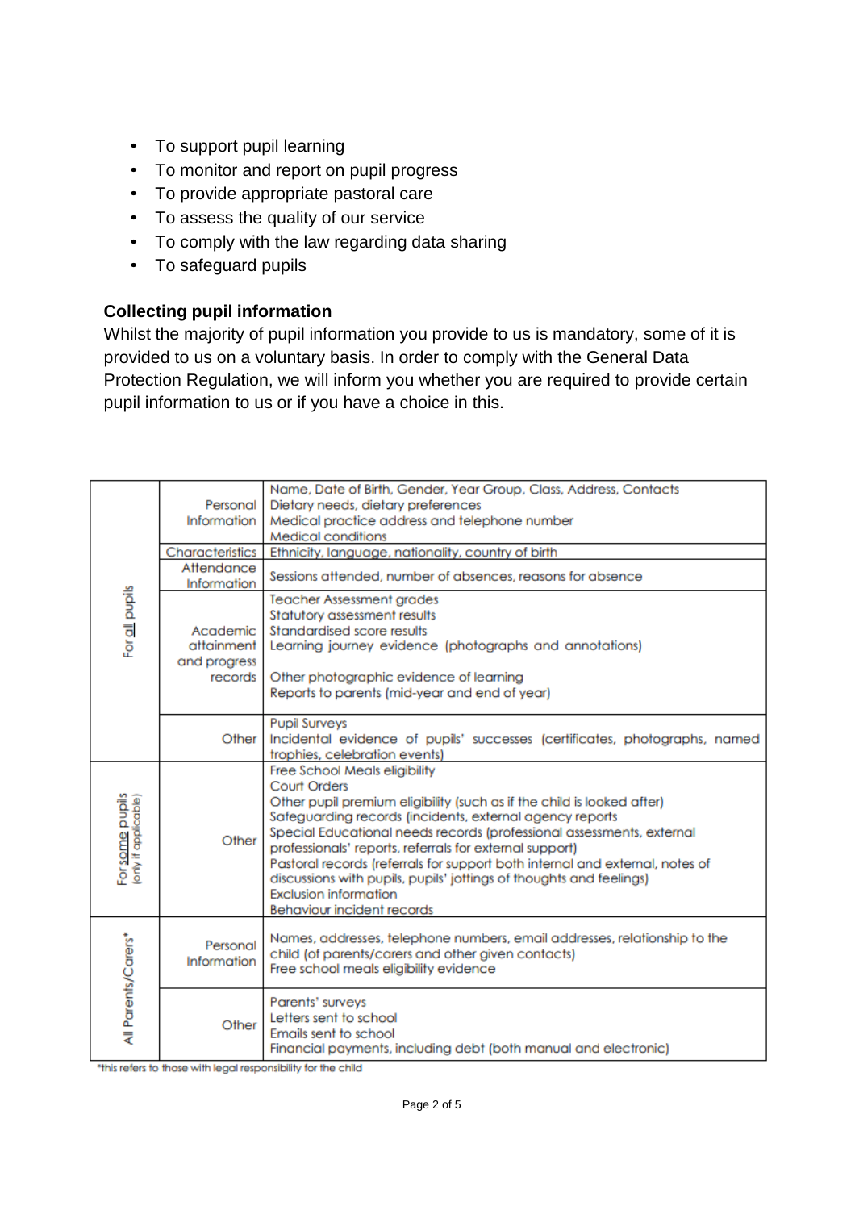- To support pupil learning
- To monitor and report on pupil progress
- To provide appropriate pastoral care
- To assess the quality of our service
- To comply with the law regarding data sharing
- To safeguard pupils

**Collecting pupil information**

Whilst the majority of pupil information you provide to us is mandatory, some of it is provided to us on a voluntary basis. In order to comply with the General Data Protection Regulation, we will inform you whether you are required to provide certain pupil information to us or if you have a choice in this.

| | | |
|---|---|---|
| For all pupils | Personal Information | Name, Date of Birth, Gender, Year Group, Class, Address, Contacts<br>Dietary needs, dietary preferences<br>Medical practice address and telephone number<br>Medical conditions |
| | Characteristics | Ethnicity, language, nationality, country of birth |
| | Attendance Information | Sessions attended, number of absences, reasons for absence |
| | Academic attainment and progress records | Teacher Assessment grades<br>Statutory assessment results<br>Standardised score results<br>Learning journey evidence (photographs and annotations)<br><br>Other photographic evidence of learning<br>Reports to parents (mid-year and end of year) |
| | Other | Pupil Surveys<br>Incidental evidence of pupils' successes (certificates, photographs, named trophies, celebration events) |
| For some pupils (only if applicable) | Other | Free School Meals eligibility<br>Court Orders<br>Other pupil premium eligibility (such as if the child is looked after)<br>Safeguarding records (incidents, external agency reports<br>Special Educational needs records (professional assessments, external professionals' reports, referrals for external support)<br>Pastoral records (referrals for support both internal and external, notes of discussions with pupils, pupils' jottings of thoughts and feelings)<br>Exclusion information<br>Behaviour incident records |
| All Parents/Carers* | Personal Information | Names, addresses, telephone numbers, email addresses, relationship to the child (of parents/carers and other given contacts)<br>Free school meals eligibility evidence |
| | Other | Parents' surveys<br>Letters sent to school<br>Emails sent to school<br>Financial payments, including debt (both manual and electronic) |

*this refers to those with legal responsibility for the child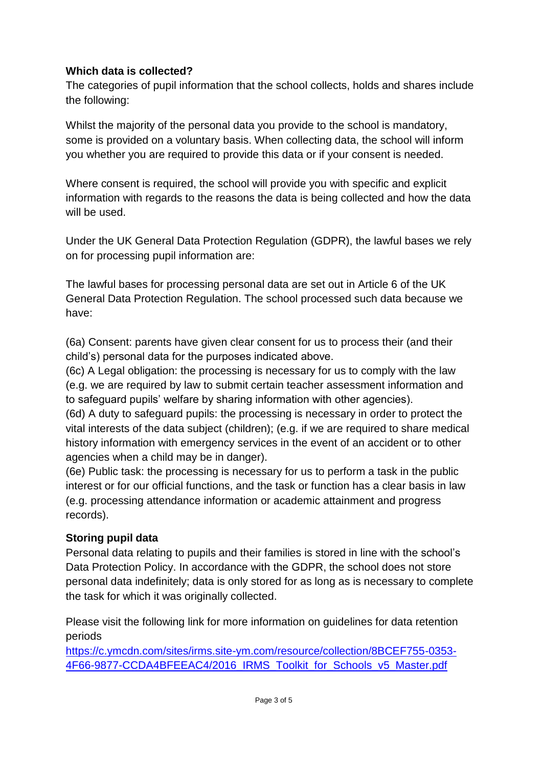**Which data is collected?**

The categories of pupil information that the school collects, holds and shares include the following:

Whilst the majority of the personal data you provide to the school is mandatory, some is provided on a voluntary basis. When collecting data, the school will inform you whether you are required to provide this data or if your consent is needed.

Where consent is required, the school will provide you with specific and explicit information with regards to the reasons the data is being collected and how the data will be used.

Under the UK General Data Protection Regulation (GDPR), the lawful bases we rely on for processing pupil information are:

The lawful bases for processing personal data are set out in Article 6 of the UK General Data Protection Regulation. The school processed such data because we have:

(6a) Consent: parents have given clear consent for us to process their (and their child's) personal data for the purposes indicated above.
(6c) A Legal obligation: the processing is necessary for us to comply with the law (e.g. we are required by law to submit certain teacher assessment information and to safeguard pupils' welfare by sharing information with other agencies).
(6d) A duty to safeguard pupils: the processing is necessary in order to protect the vital interests of the data subject (children); (e.g. if we are required to share medical history information with emergency services in the event of an accident or to other agencies when a child may be in danger).
(6e) Public task: the processing is necessary for us to perform a task in the public interest or for our official functions, and the task or function has a clear basis in law (e.g. processing attendance information or academic attainment and progress records).

**Storing pupil data**

Personal data relating to pupils and their families is stored in line with the school's Data Protection Policy. In accordance with the GDPR, the school does not store personal data indefinitely; data is only stored for as long as is necessary to complete the task for which it was originally collected.

Please visit the following link for more information on guidelines for data retention periods
[https://c.ymcdn.com/sites/irms.site-ym.com/resource/collection/8BCEF755-0353-4F66-9877-CCDA4BFEEAC4/2016_IRMS_Toolkit_for_Schools_v5_Master.pdf](https://c.ymcdn.com/sites/irms.site-ym.com/resource/collection/8BCEF755-0353-4F66-9877-CCDA4BFEEAC4/2016_IRMS_Toolkit_for_Schools_v5_Master.pdf)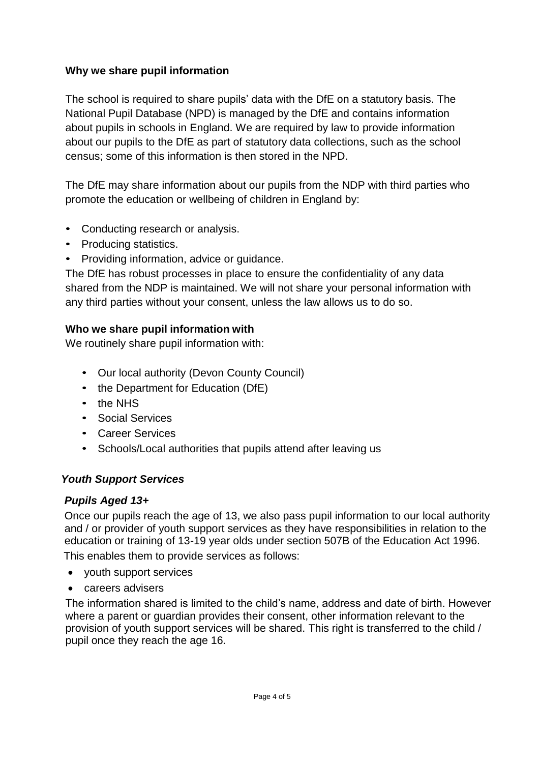**Why we share pupil information**

The school is required to share pupils' data with the DfE on a statutory basis. The National Pupil Database (NPD) is managed by the DfE and contains information about pupils in schools in England. We are required by law to provide information about our pupils to the DfE as part of statutory data collections, such as the school census; some of this information is then stored in the NPD.

The DfE may share information about our pupils from the NDP with third parties who promote the education or wellbeing of children in England by:

- Conducting research or analysis.
- Producing statistics.
- Providing information, advice or guidance.

The DfE has robust processes in place to ensure the confidentiality of any data shared from the NDP is maintained. We will not share your personal information with any third parties without your consent, unless the law allows us to do so.

**Who we share pupil information with**

We routinely share pupil information with:

- Our local authority (Devon County Council)
- the Department for Education (DfE)
- the NHS
- Social Services
- Career Services
- Schools/Local authorities that pupils attend after leaving us

***Youth Support Services***

***Pupils Aged 13+***

Once our pupils reach the age of 13, we also pass pupil information to our local authority and / or provider of youth support services as they have responsibilities in relation to the education or training of 13-19 year olds under section 507B of the Education Act 1996.

This enables them to provide services as follows:

- youth support services
- careers advisers

The information shared is limited to the child's name, address and date of birth. However where a parent or guardian provides their consent, other information relevant to the provision of youth support services will be shared. This right is transferred to the child / pupil once they reach the age 16.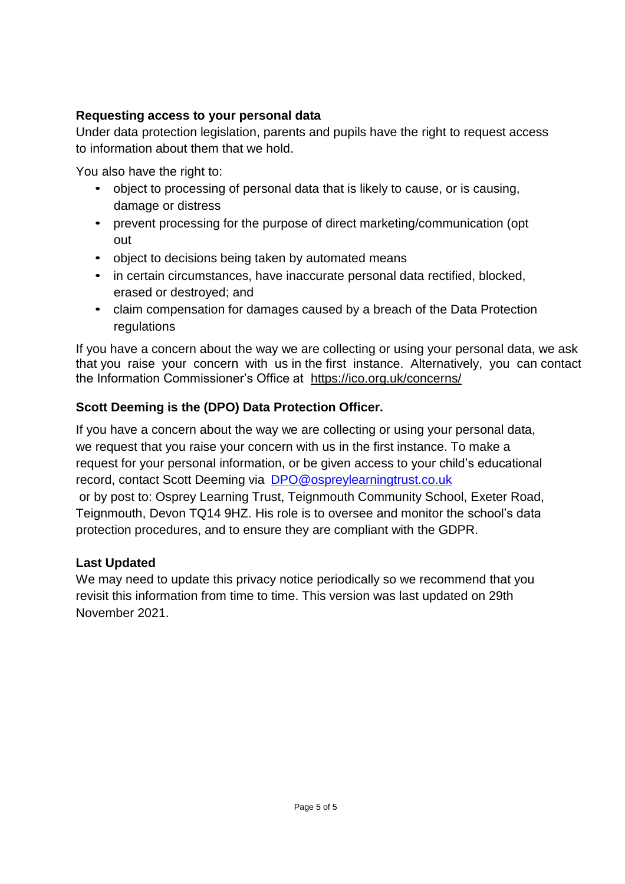**Requesting access to your personal data**

Under data protection legislation, parents and pupils have the right to request access to information about them that we hold.

You also have the right to:

- object to processing of personal data that is likely to cause, or is causing, damage or distress
- prevent processing for the purpose of direct marketing/communication (opt out
- object to decisions being taken by automated means
- in certain circumstances, have inaccurate personal data rectified, blocked, erased or destroyed; and
- claim compensation for damages caused by a breach of the Data Protection regulations

If you have a concern about the way we are collecting or using your personal data, we ask that you raise your concern with us in the first instance. Alternatively, you can contact the Information Commissioner's Office at https://ico.org.uk/concerns/

**Scott Deeming is the (DPO) Data Protection Officer.**

If you have a concern about the way we are collecting or using your personal data, we request that you raise your concern with us in the first instance. To make a request for your personal information, or be given access to your child's educational record, contact Scott Deeming via DPO@ospreylearningtrust.co.uk or by post to: Osprey Learning Trust, Teignmouth Community School, Exeter Road, Teignmouth, Devon TQ14 9HZ. His role is to oversee and monitor the school's data protection procedures, and to ensure they are compliant with the GDPR.

**Last Updated**

We may need to update this privacy notice periodically so we recommend that you revisit this information from time to time. This version was last updated on 29th November 2021.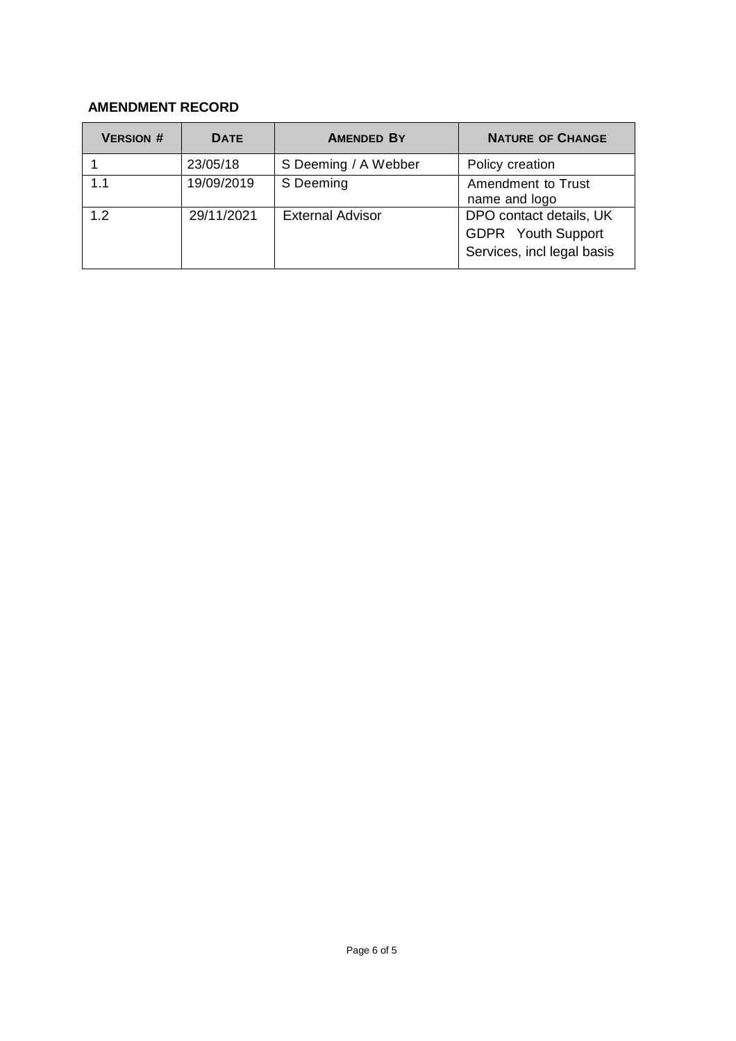**AMENDMENT RECORD**

| VERSION # | DATE | AMENDED BY | NATURE OF CHANGE |
|---|---|---|---|
| 1 | 23/05/18 | S Deeming / A Webber | Policy creation |
| 1.1 | 19/09/2019 | S Deeming | Amendment to Trust name and logo |
| 1.2 | 29/11/2021 | External Advisor | DPO contact details, UK GDPR Youth Support Services, incl legal basis |